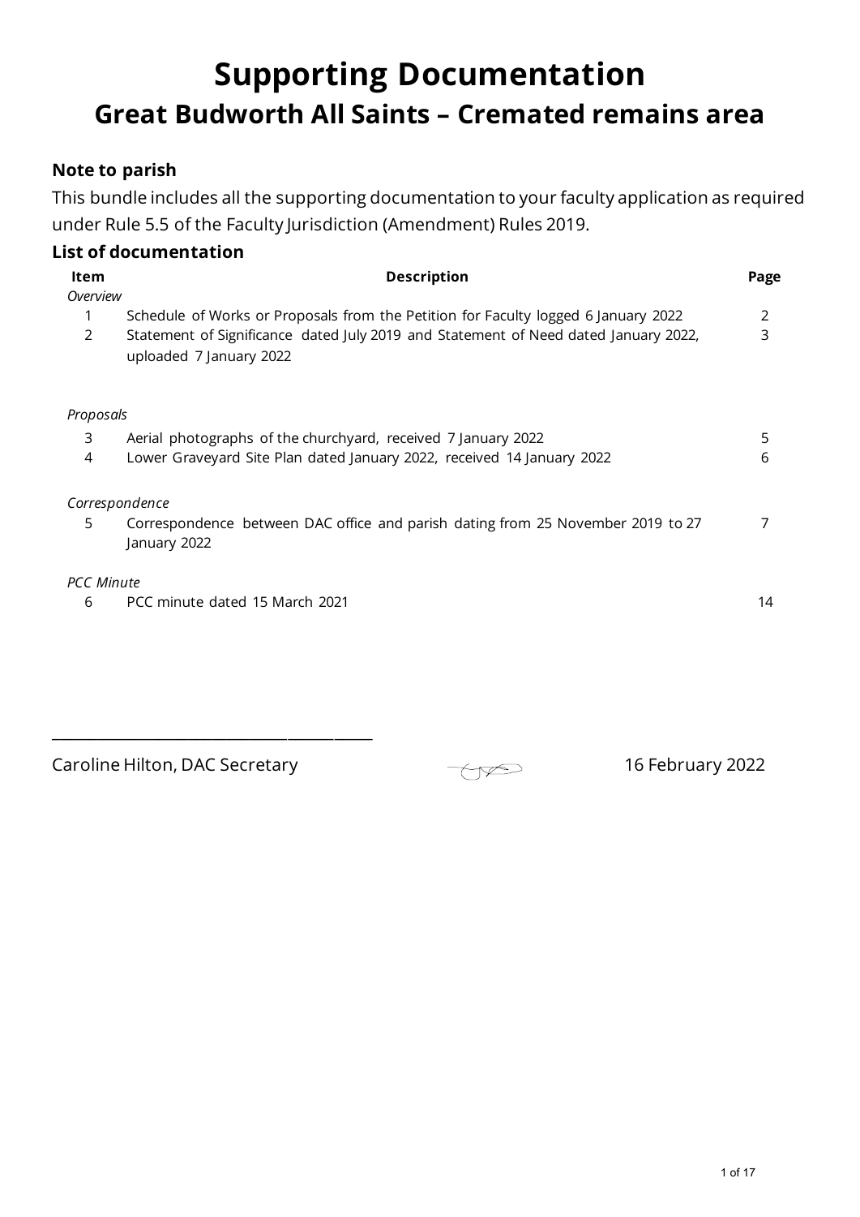# Supporting Documentation

## Great Budworth All Saints – Cremated remains area

### Note to parish

This bundle includes all the supporting documentation to your faculty application as required under Rule 5.5 of the Faculty Jurisdiction (Amendment) Rules 2019.

### List of documentation

| Item | Description | Page |
|---|---|---|
| *Overview* | | |
| 1 | Schedule of Works or Proposals from the Petition for Faculty logged 6 January 2022 | 2 |
| 2 | Statement of Significance dated July 2019 and Statement of Need dated January 2022, uploaded 7 January 2022 | 3 |
| *Proposals* | | |
| 3 | Aerial photographs of the churchyard, received 7 January 2022 | 5 |
| 4 | Lower Graveyard Site Plan dated January 2022, received 14 January 2022 | 6 |
| *Correspondence* | | |
| 5 | Correspondence between DAC office and parish dating from 25 November 2019 to 27 January 2022 | 7 |
| *PCC Minute* | | |
| 6 | PCC minute dated 15 March 2021 | 14 |

Caroline Hilton, DAC Secretary

16 February 2022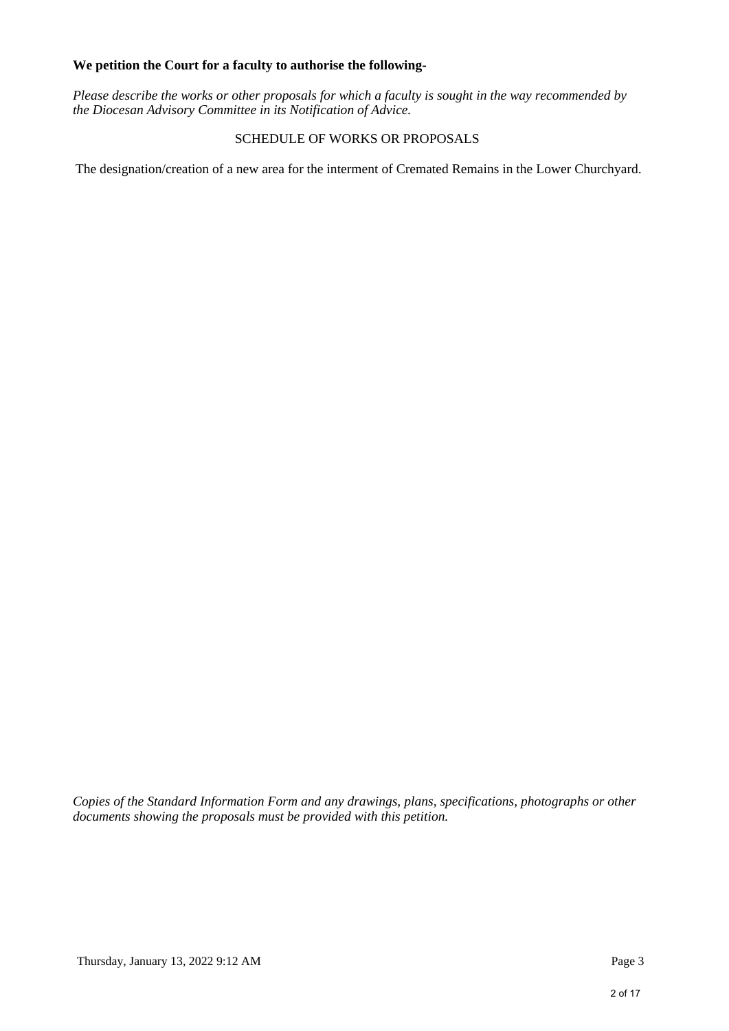**We petition the Court for a faculty to authorise the following-**

*Please describe the works or other proposals for which a faculty is sought in the way recommended by the Diocesan Advisory Committee in its Notification of Advice.*

SCHEDULE OF WORKS OR PROPOSALS

The designation/creation of a new area for the interment of Cremated Remains in the Lower Churchyard.

*Copies of the Standard Information Form and any drawings, plans, specifications, photographs or other documents showing the proposals must be provided with this petition.*

Thursday, January 13, 2022 9:12 AM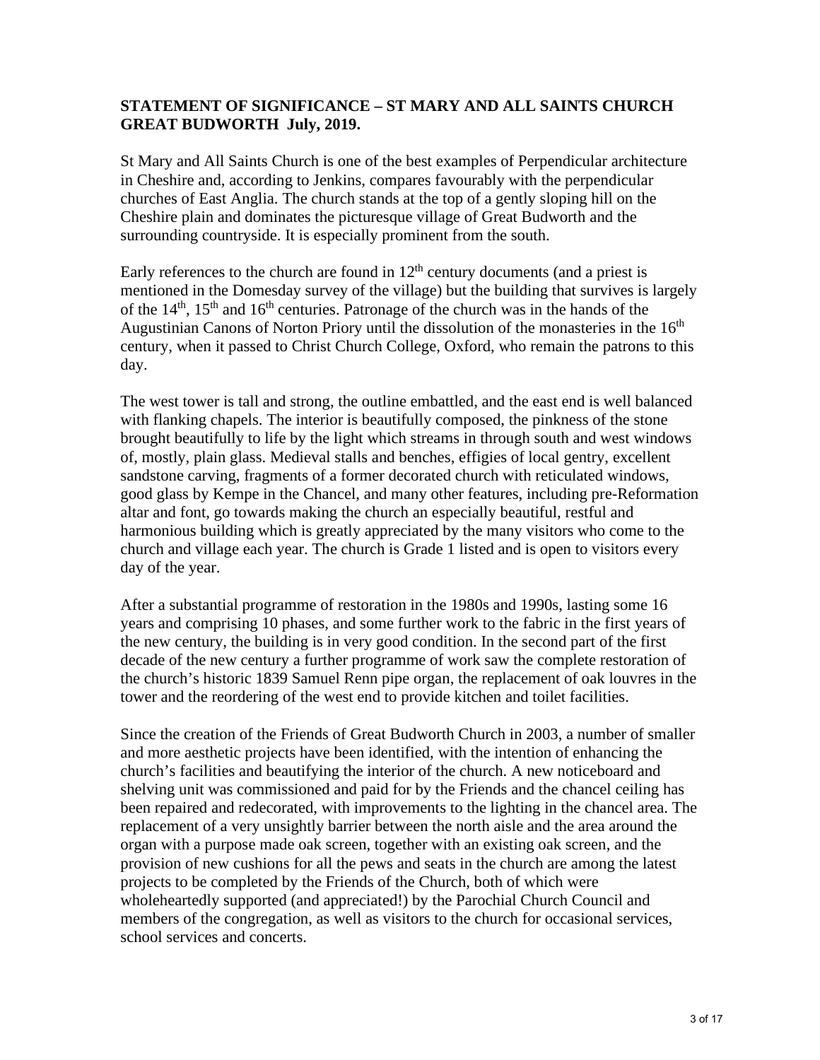**STATEMENT OF SIGNIFICANCE – ST MARY AND ALL SAINTS CHURCH GREAT BUDWORTH July, 2019.**

St Mary and All Saints Church is one of the best examples of Perpendicular architecture in Cheshire and, according to Jenkins, compares favourably with the perpendicular churches of East Anglia. The church stands at the top of a gently sloping hill on the Cheshire plain and dominates the picturesque village of Great Budworth and the surrounding countryside. It is especially prominent from the south.

Early references to the church are found in 12th century documents (and a priest is mentioned in the Domesday survey of the village) but the building that survives is largely of the 14th, 15th and 16th centuries. Patronage of the church was in the hands of the Augustinian Canons of Norton Priory until the dissolution of the monasteries in the 16th century, when it passed to Christ Church College, Oxford, who remain the patrons to this day.

The west tower is tall and strong, the outline embattled, and the east end is well balanced with flanking chapels. The interior is beautifully composed, the pinkness of the stone brought beautifully to life by the light which streams in through south and west windows of, mostly, plain glass. Medieval stalls and benches, effigies of local gentry, excellent sandstone carving, fragments of a former decorated church with reticulated windows, good glass by Kempe in the Chancel, and many other features, including pre-Reformation altar and font, go towards making the church an especially beautiful, restful and harmonious building which is greatly appreciated by the many visitors who come to the church and village each year. The church is Grade 1 listed and is open to visitors every day of the year.

After a substantial programme of restoration in the 1980s and 1990s, lasting some 16 years and comprising 10 phases, and some further work to the fabric in the first years of the new century, the building is in very good condition. In the second part of the first decade of the new century a further programme of work saw the complete restoration of the church's historic 1839 Samuel Renn pipe organ, the replacement of oak louvres in the tower and the reordering of the west end to provide kitchen and toilet facilities.

Since the creation of the Friends of Great Budworth Church in 2003, a number of smaller and more aesthetic projects have been identified, with the intention of enhancing the church's facilities and beautifying the interior of the church. A new noticeboard and shelving unit was commissioned and paid for by the Friends and the chancel ceiling has been repaired and redecorated, with improvements to the lighting in the chancel area. The replacement of a very unsightly barrier between the north aisle and the area around the organ with a purpose made oak screen, together with an existing oak screen, and the provision of new cushions for all the pews and seats in the church are among the latest projects to be completed by the Friends of the Church, both of which were wholeheartedly supported (and appreciated!) by the Parochial Church Council and members of the congregation, as well as visitors to the church for occasional services, school services and concerts.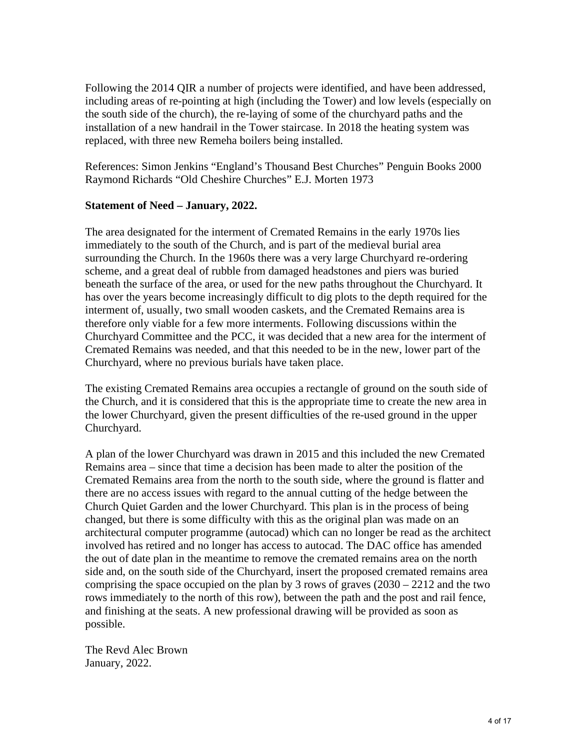Following the 2014 QIR a number of projects were identified, and have been addressed, including areas of re-pointing at high (including the Tower) and low levels (especially on the south side of the church), the re-laying of some of the churchyard paths and the installation of a new handrail in the Tower staircase. In 2018 the heating system was replaced, with three new Remeha boilers being installed.

References: Simon Jenkins "England's Thousand Best Churches" Penguin Books 2000
Raymond Richards "Old Cheshire Churches" E.J. Morten 1973

**Statement of Need – January, 2022.**

The area designated for the interment of Cremated Remains in the early 1970s lies immediately to the south of the Church, and is part of the medieval burial area surrounding the Church. In the 1960s there was a very large Churchyard re-ordering scheme, and a great deal of rubble from damaged headstones and piers was buried beneath the surface of the area, or used for the new paths throughout the Churchyard. It has over the years become increasingly difficult to dig plots to the depth required for the interment of, usually, two small wooden caskets, and the Cremated Remains area is therefore only viable for a few more interments. Following discussions within the Churchyard Committee and the PCC, it was decided that a new area for the interment of Cremated Remains was needed, and that this needed to be in the new, lower part of the Churchyard, where no previous burials have taken place.

The existing Cremated Remains area occupies a rectangle of ground on the south side of the Church, and it is considered that this is the appropriate time to create the new area in the lower Churchyard, given the present difficulties of the re-used ground in the upper Churchyard.

A plan of the lower Churchyard was drawn in 2015 and this included the new Cremated Remains area – since that time a decision has been made to alter the position of the Cremated Remains area from the north to the south side, where the ground is flatter and there are no access issues with regard to the annual cutting of the hedge between the Church Quiet Garden and the lower Churchyard. This plan is in the process of being changed, but there is some difficulty with this as the original plan was made on an architectural computer programme (autocad) which can no longer be read as the architect involved has retired and no longer has access to autocad. The DAC office has amended the out of date plan in the meantime to remove the cremated remains area on the north side and, on the south side of the Churchyard, insert the proposed cremated remains area comprising the space occupied on the plan by 3 rows of graves (2030 – 2212 and the two rows immediately to the north of this row), between the path and the post and rail fence, and finishing at the seats. A new professional drawing will be provided as soon as possible.

The Revd Alec Brown
January, 2022.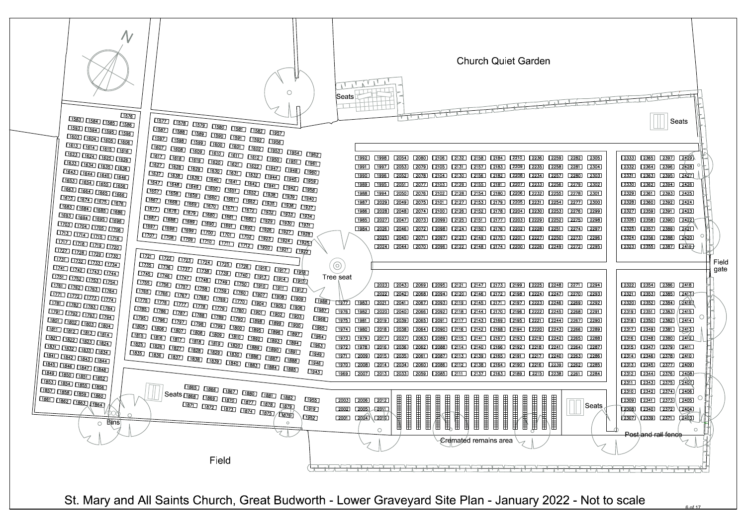# St. Mary and All Saints Church, Great Budworth - Lower Graveyard Site Plan - January 2022 - Not to scale

Church Quiet Garden

Seats

Seats

Tree seat

Field gate

Seats

Seats

Bins

Cremated remains area

Post and rail fence

Field

N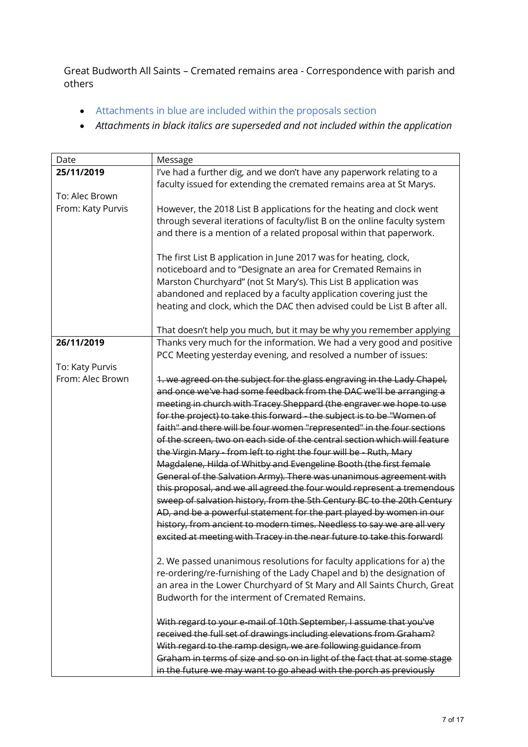Great Budworth All Saints – Cremated remains area - Correspondence with parish and others

- Attachments in blue are included within the proposals section
- *Attachments in black italics are superseded and not included within the application*

| Date | Message |
| --- | --- |
| **25/11/2019**<br><br>To: Alec Brown<br>From: Katy Purvis | I've had a further dig, and we don't have any paperwork relating to a faculty issued for extending the cremated remains area at St Marys.<br><br>However, the 2018 List B applications for the heating and clock went through several iterations of faculty/list B on the online faculty system and there is a mention of a related proposal within that paperwork.<br><br>The first List B application in June 2017 was for heating, clock, noticeboard and to "Designate an area for Cremated Remains in Marston Churchyard" (not St Mary's). This List B application was abandoned and replaced by a faculty application covering just the heating and clock, which the DAC then advised could be List B after all.<br><br>That doesn't help you much, but it may be why you remember applying |
| **26/11/2019**<br><br>To: Katy Purvis<br>From: Alec Brown | Thanks very much for the information. We had a very good and positive PCC Meeting yesterday evening, and resolved a number of issues:<br><br>~~1. we agreed on the subject for the glass engraving in the Lady Chapel, and once we've had some feedback from the DAC we'll be arranging a meeting in church with Tracey Sheppard (the engraver we hope to use for the project) to take this forward - the subject is to be "Women of faith" and there will be four women "represented" in the four sections of the screen, two on each side of the central section which will feature the Virgin Mary - from left to right the four will be - Ruth, Mary Magdalene, Hilda of Whitby and Evengeline Booth (the first female General of the Salvation Army). There was unanimous agreement with this proposal, and we all agreed the four would represent a tremendous sweep of salvation history, from the 5th Century BC to the 20th Century AD, and be a powerful statement for the part played by women in our history, from ancient to modern times. Needless to say we are all very excited at meeting with Tracey in the near future to take this forward!~~<br><br>2. We passed unanimous resolutions for faculty applications for a) the re-ordering/re-furnishing of the Lady Chapel and b) the designation of an area in the Lower Churchyard of St Mary and All Saints Church, Great Budworth for the interment of Cremated Remains.<br><br>~~With regard to your e-mail of 10th September, I assume that you've received the full set of drawings including elevations from Graham? With regard to the ramp design, we are following guidance from Graham in terms of size and so on in light of the fact that at some stage in the future we may want to go ahead with the porch as previously~~ |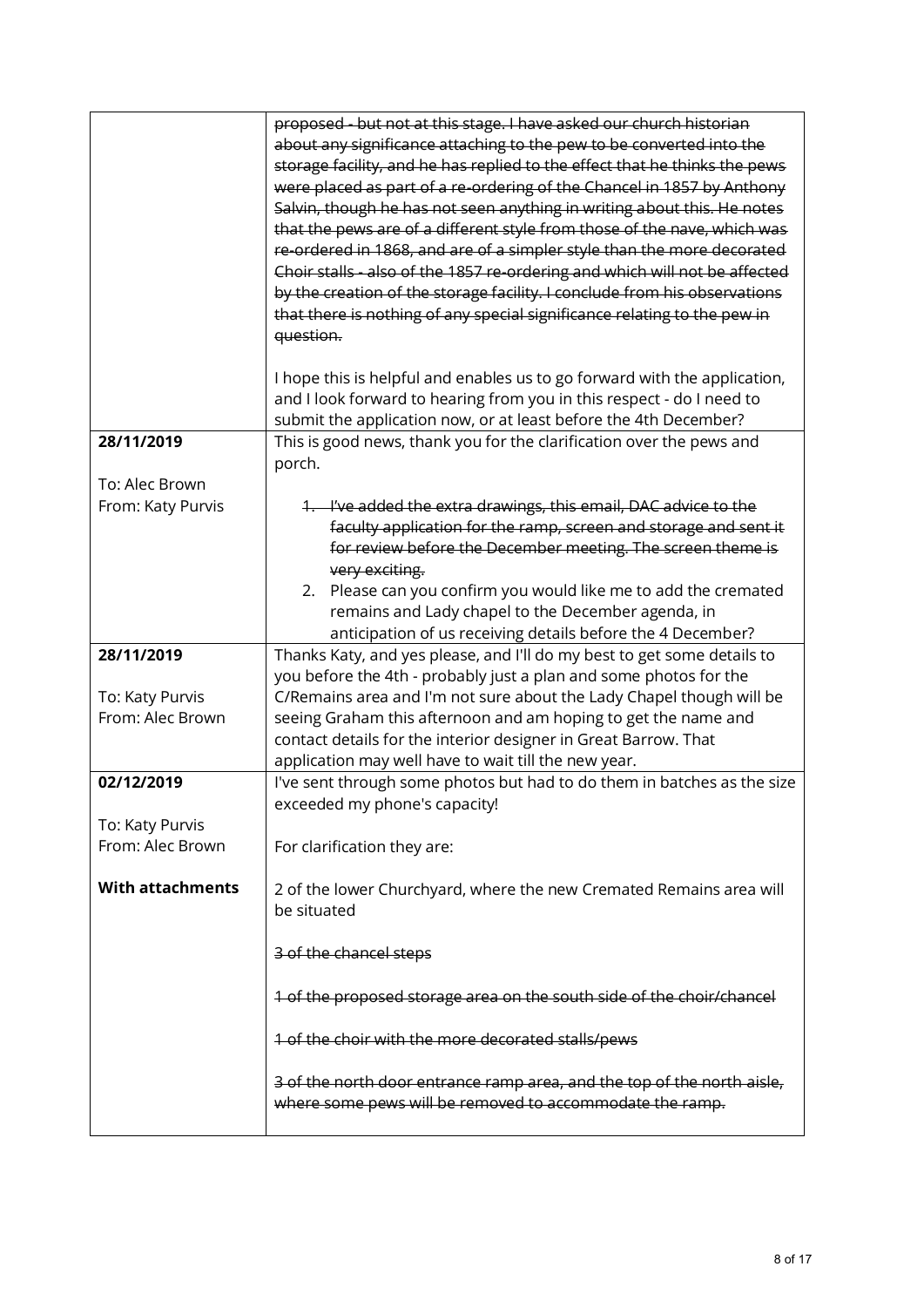| | |
|---|---|
| | ~~proposed - but not at this stage. I have asked our church historian about any significance attaching to the pew to be converted into the storage facility, and he has replied to the effect that he thinks the pews were placed as part of a re-ordering of the Chancel in 1857 by Anthony Salvin, though he has not seen anything in writing about this. He notes that the pews are of a different style from those of the nave, which was re-ordered in 1868, and are of a simpler style than the more decorated Choir stalls - also of the 1857 re-ordering and which will not be affected by the creation of the storage facility. I conclude from his observations that there is nothing of any special significance relating to the pew in question.~~<br><br>I hope this is helpful and enables us to go forward with the application, and I look forward to hearing from you in this respect - do I need to submit the application now, or at least before the 4th December? |
| **28/11/2019**<br><br>To: Alec Brown<br>From: Katy Purvis | This is good news, thank you for the clarification over the pews and porch.<br><br>1. ~~I've added the extra drawings, this email, DAC advice to the faculty application for the ramp, screen and storage and sent it for review before the December meeting. The screen theme is very exciting.~~<br>2. Please can you confirm you would like me to add the cremated remains and Lady chapel to the December agenda, in anticipation of us receiving details before the 4 December? |
| **28/11/2019**<br><br>To: Katy Purvis<br>From: Alec Brown | Thanks Katy, and yes please, and I'll do my best to get some details to you before the 4th - probably just a plan and some photos for the C/Remains area and I'm not sure about the Lady Chapel though will be seeing Graham this afternoon and am hoping to get the name and contact details for the interior designer in Great Barrow. That application may well have to wait till the new year. |
| **02/12/2019**<br><br>To: Katy Purvis<br>From: Alec Brown<br><br>**With attachments** | I've sent through some photos but had to do them in batches as the size exceeded my phone's capacity!<br><br>For clarification they are:<br><br>2 of the lower Churchyard, where the new Cremated Remains area will be situated<br><br>~~3 of the chancel steps~~<br><br>~~1 of the proposed storage area on the south side of the choir/chancel~~<br><br>~~1 of the choir with the more decorated stalls/pews~~<br><br>~~3 of the north door entrance ramp area, and the top of the north aisle, where some pews will be removed to accommodate the ramp.~~ |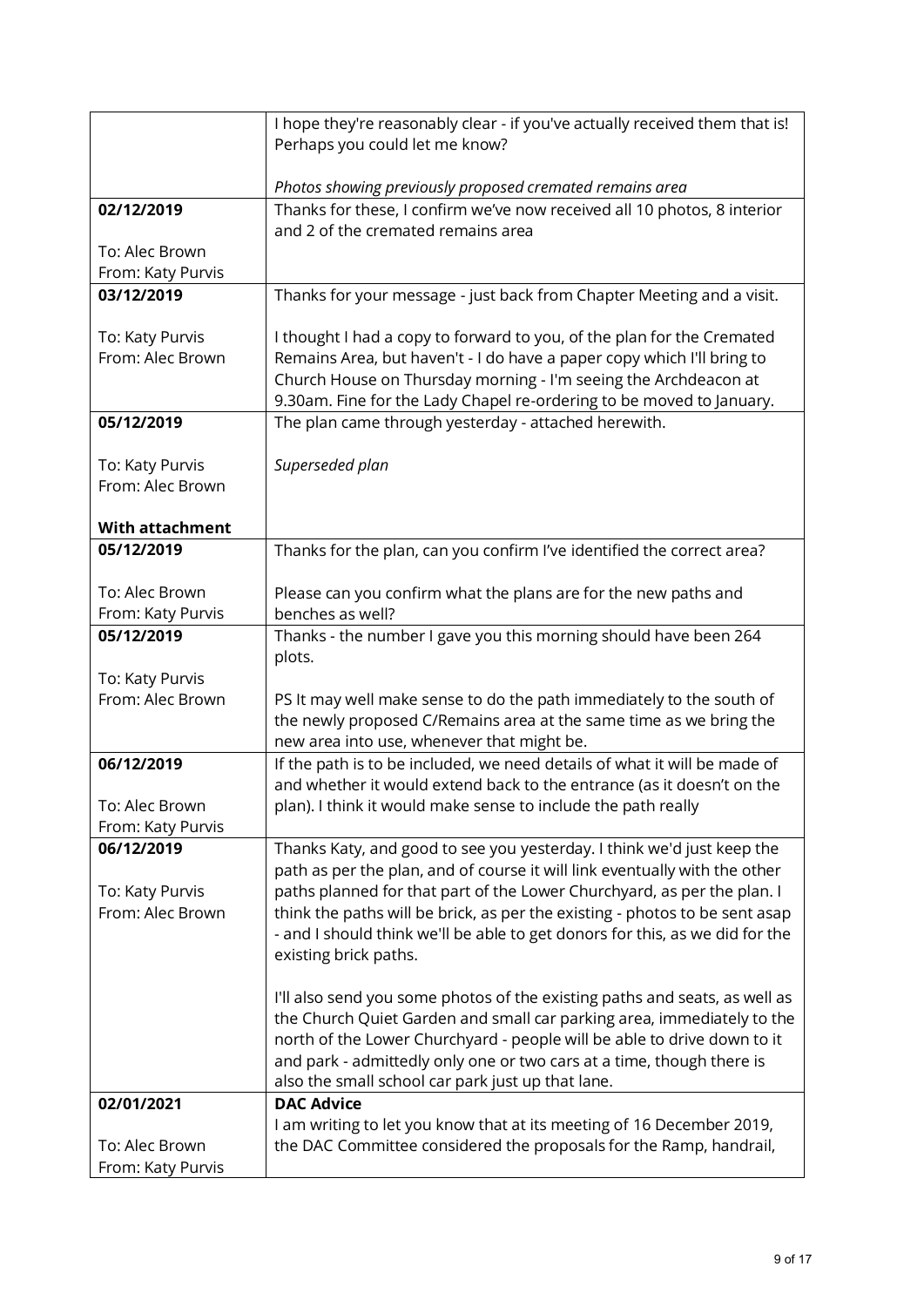| | |
|---|---|
| | I hope they're reasonably clear - if you've actually received them that is! Perhaps you could let me know?<br><br>*Photos showing previously proposed cremated remains area* |
| **02/12/2019**<br><br>To: Alec Brown<br>From: Katy Purvis | Thanks for these, I confirm we've now received all 10 photos, 8 interior and 2 of the cremated remains area |
| **03/12/2019**<br><br>To: Katy Purvis<br>From: Alec Brown | Thanks for your message - just back from Chapter Meeting and a visit.<br><br>I thought I had a copy to forward to you, of the plan for the Cremated Remains Area, but haven't - I do have a paper copy which I'll bring to Church House on Thursday morning - I'm seeing the Archdeacon at 9.30am. Fine for the Lady Chapel re-ordering to be moved to January. |
| **05/12/2019**<br><br>To: Katy Purvis<br>From: Alec Brown<br><br>**With attachment** | The plan came through yesterday - attached herewith.<br><br>*Superseded plan* |
| **05/12/2019**<br><br>To: Alec Brown<br>From: Katy Purvis | Thanks for the plan, can you confirm I've identified the correct area?<br><br>Please can you confirm what the plans are for the new paths and benches as well? |
| **05/12/2019**<br><br>To: Katy Purvis<br>From: Alec Brown | Thanks - the number I gave you this morning should have been 264 plots.<br><br>PS It may well make sense to do the path immediately to the south of the newly proposed C/Remains area at the same time as we bring the new area into use, whenever that might be. |
| **06/12/2019**<br><br>To: Alec Brown<br>From: Katy Purvis | If the path is to be included, we need details of what it will be made of and whether it would extend back to the entrance (as it doesn't on the plan). I think it would make sense to include the path really |
| **06/12/2019**<br><br>To: Katy Purvis<br>From: Alec Brown | Thanks Katy, and good to see you yesterday. I think we'd just keep the path as per the plan, and of course it will link eventually with the other paths planned for that part of the Lower Churchyard, as per the plan. I think the paths will be brick, as per the existing - photos to be sent asap - and I should think we'll be able to get donors for this, as we did for the existing brick paths.<br><br>I'll also send you some photos of the existing paths and seats, as well as the Church Quiet Garden and small car parking area, immediately to the north of the Lower Churchyard - people will be able to drive down to it and park - admittedly only one or two cars at a time, though there is also the small school car park just up that lane. |
| **02/01/2021**<br><br>To: Alec Brown<br>From: Katy Purvis | **DAC Advice**<br>I am writing to let you know that at its meeting of 16 December 2019, the DAC Committee considered the proposals for the Ramp, handrail, |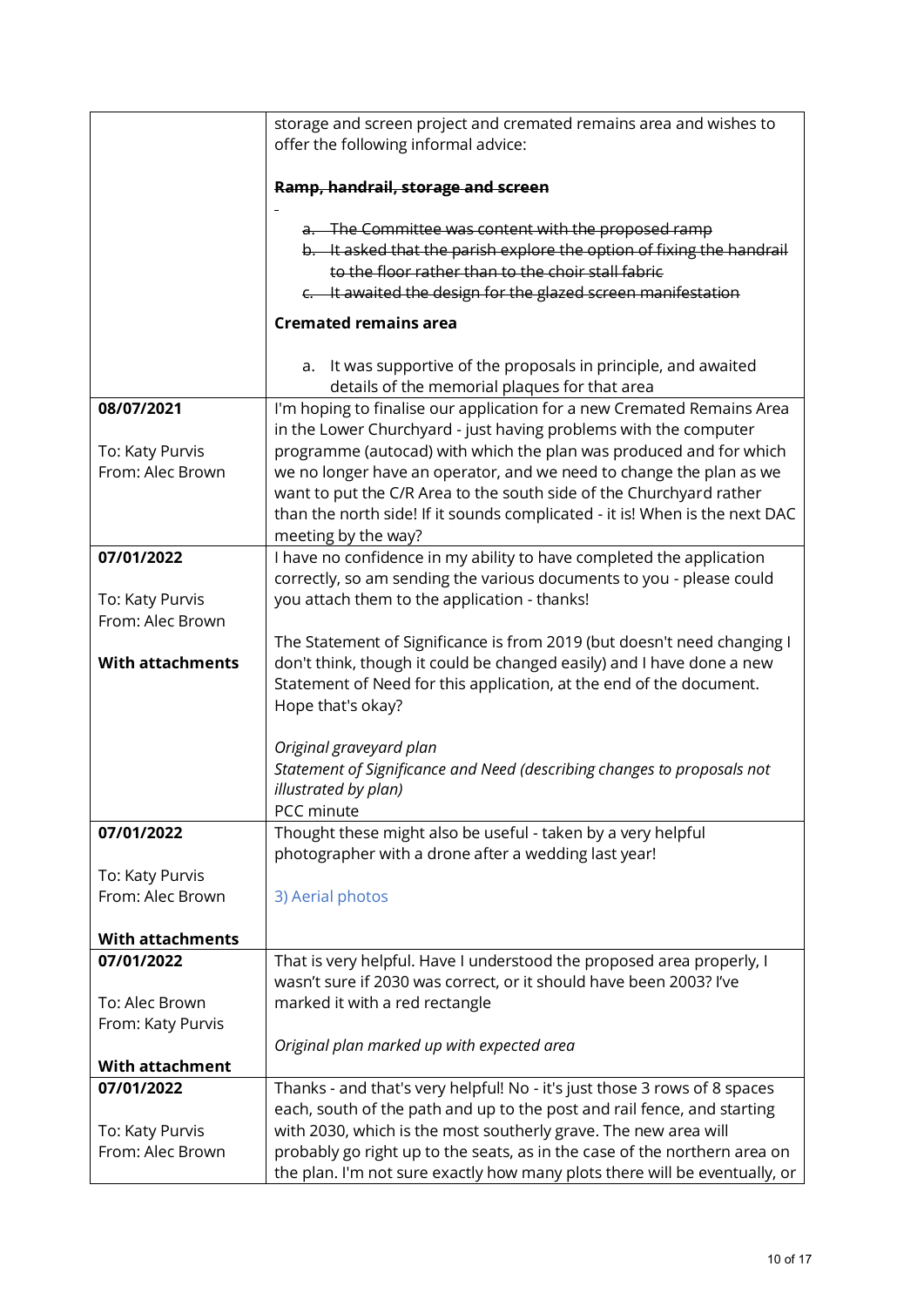| | |
|---|---|
| | storage and screen project and cremated remains area and wishes to offer the following informal advice:<br><br>~~**Ramp, handrail, storage and screen**~~<br><br>~~a. The Committee was content with the proposed ramp~~<br>~~b. It asked that the parish explore the option of fixing the handrail to the floor rather than to the choir stall fabric~~<br>~~c. It awaited the design for the glazed screen manifestation~~<br><br>**Cremated remains area**<br><br>a. It was supportive of the proposals in principle, and awaited details of the memorial plaques for that area |
| **08/07/2021**<br><br>To: Katy Purvis<br>From: Alec Brown | I'm hoping to finalise our application for a new Cremated Remains Area in the Lower Churchyard - just having problems with the computer programme (autocad) with which the plan was produced and for which we no longer have an operator, and we need to change the plan as we want to put the C/R Area to the south side of the Churchyard rather than the north side! If it sounds complicated - it is! When is the next DAC meeting by the way? |
| **07/01/2022**<br><br>To: Katy Purvis<br>From: Alec Brown<br><br>**With attachments** | I have no confidence in my ability to have completed the application correctly, so am sending the various documents to you - please could you attach them to the application - thanks!<br><br>The Statement of Significance is from 2019 (but doesn't need changing I don't think, though it could be changed easily) and I have done a new Statement of Need for this application, at the end of the document. Hope that's okay?<br><br>*Original graveyard plan*<br>*Statement of Significance and Need (describing changes to proposals not illustrated by plan)*<br>PCC minute |
| **07/01/2022**<br><br>To: Katy Purvis<br>From: Alec Brown<br><br>**With attachments** | Thought these might also be useful - taken by a very helpful photographer with a drone after a wedding last year!<br><br>3) Aerial photos |
| **07/01/2022**<br><br>To: Alec Brown<br>From: Katy Purvis<br><br>**With attachment** | That is very helpful. Have I understood the proposed area properly, I wasn't sure if 2030 was correct, or it should have been 2003? I've marked it with a red rectangle<br><br>*Original plan marked up with expected area* |
| **07/01/2022**<br><br>To: Katy Purvis<br>From: Alec Brown | Thanks - and that's very helpful! No - it's just those 3 rows of 8 spaces each, south of the path and up to the post and rail fence, and starting with 2030, which is the most southerly grave. The new area will probably go right up to the seats, as in the case of the northern area on the plan. I'm not sure exactly how many plots there will be eventually, or |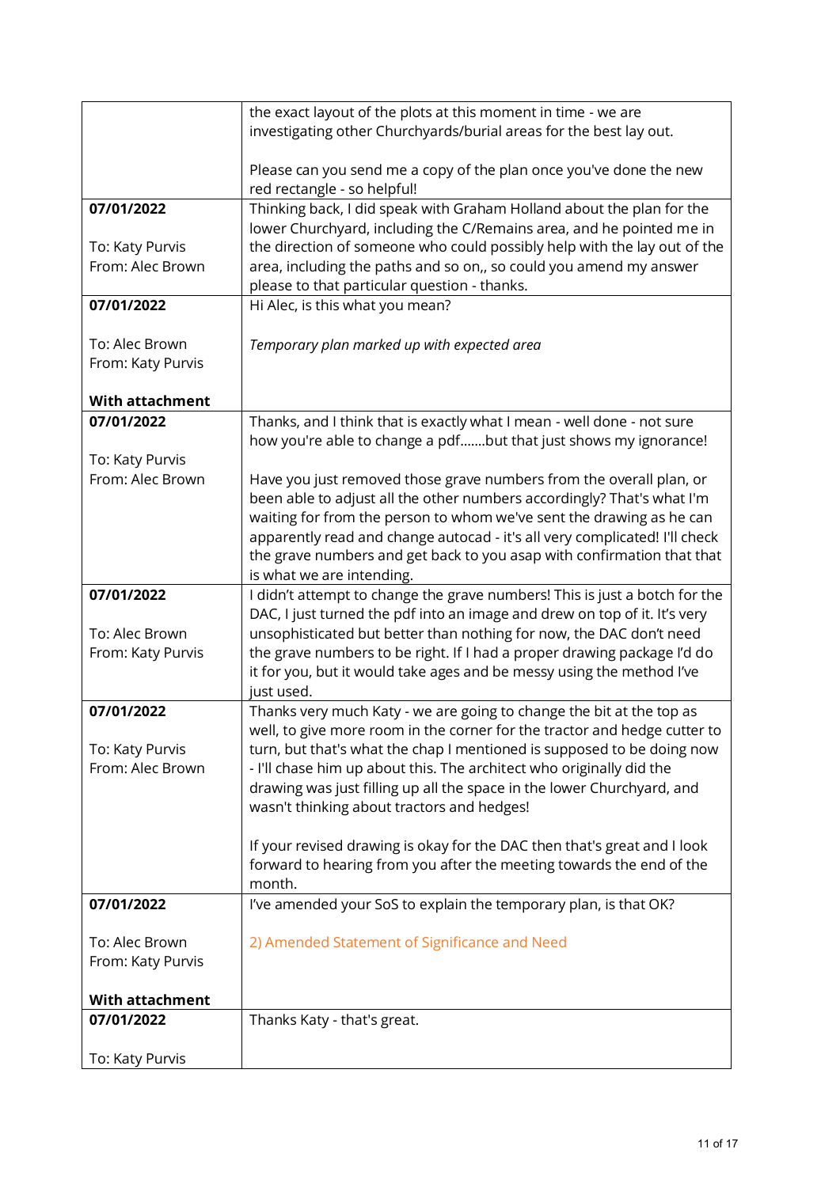| | |
|---|---|
| | the exact layout of the plots at this moment in time - we are investigating other Churchyards/burial areas for the best lay out.<br><br>Please can you send me a copy of the plan once you've done the new red rectangle - so helpful! |
| **07/01/2022**<br><br>To: Katy Purvis<br>From: Alec Brown | Thinking back, I did speak with Graham Holland about the plan for the lower Churchyard, including the C/Remains area, and he pointed me in the direction of someone who could possibly help with the lay out of the area, including the paths and so on,, so could you amend my answer please to that particular question - thanks. |
| **07/01/2022**<br><br>To: Alec Brown<br>From: Katy Purvis<br><br>**With attachment** | Hi Alec, is this what you mean?<br><br>*Temporary plan marked up with expected area* |
| **07/01/2022**<br><br>To: Katy Purvis<br>From: Alec Brown | Thanks, and I think that is exactly what I mean - well done - not sure how you're able to change a pdf.......but that just shows my ignorance!<br><br>Have you just removed those grave numbers from the overall plan, or been able to adjust all the other numbers accordingly? That's what I'm waiting for from the person to whom we've sent the drawing as he can apparently read and change autocad - it's all very complicated! I'll check the grave numbers and get back to you asap with confirmation that that is what we are intending. |
| **07/01/2022**<br><br>To: Alec Brown<br>From: Katy Purvis | I didn't attempt to change the grave numbers! This is just a botch for the DAC, I just turned the pdf into an image and drew on top of it. It's very unsophisticated but better than nothing for now, the DAC don't need the grave numbers to be right. If I had a proper drawing package I'd do it for you, but it would take ages and be messy using the method I've just used. |
| **07/01/2022**<br><br>To: Katy Purvis<br>From: Alec Brown | Thanks very much Katy - we are going to change the bit at the top as well, to give more room in the corner for the tractor and hedge cutter to turn, but that's what the chap I mentioned is supposed to be doing now - I'll chase him up about this. The architect who originally did the drawing was just filling up all the space in the lower Churchyard, and wasn't thinking about tractors and hedges!<br><br>If your revised drawing is okay for the DAC then that's great and I look forward to hearing from you after the meeting towards the end of the month. |
| **07/01/2022**<br><br>To: Alec Brown<br>From: Katy Purvis<br><br>**With attachment** | I've amended your SoS to explain the temporary plan, is that OK?<br><br>2) Amended Statement of Significance and Need |
| **07/01/2022**<br><br>To: Katy Purvis | Thanks Katy - that's great. |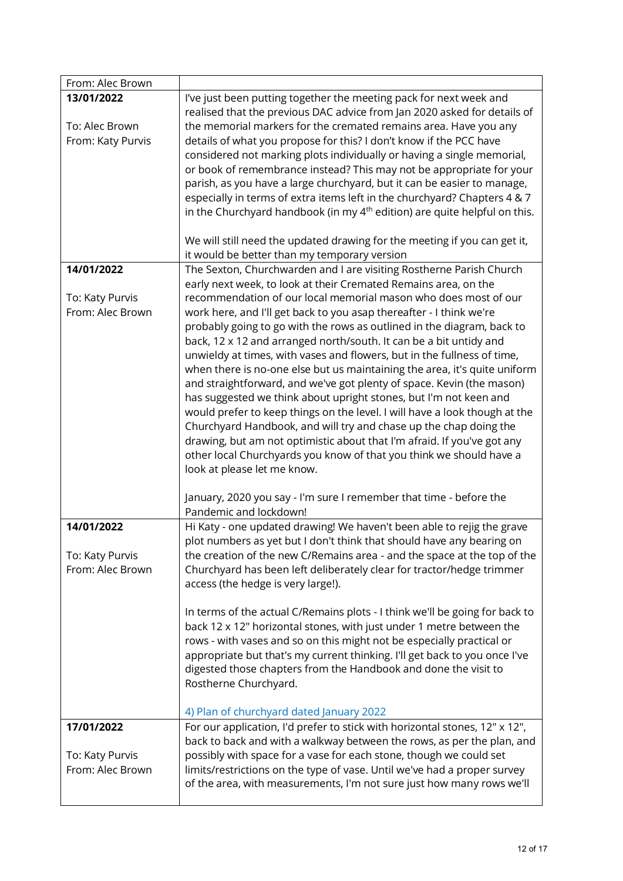| From: Alec Brown | |
|---|---|
| **13/01/2022**<br><br>To: Alec Brown<br>From: Katy Purvis | I've just been putting together the meeting pack for next week and realised that the previous DAC advice from Jan 2020 asked for details of the memorial markers for the cremated remains area. Have you any details of what you propose for this? I don't know if the PCC have considered not marking plots individually or having a single memorial, or book of remembrance instead? This may not be appropriate for your parish, as you have a large churchyard, but it can be easier to manage, especially in terms of extra items left in the churchyard? Chapters 4 & 7 in the Churchyard handbook (in my 4th edition) are quite helpful on this.<br><br>We will still need the updated drawing for the meeting if you can get it, it would be better than my temporary version |
| **14/01/2022**<br><br>To: Katy Purvis<br>From: Alec Brown | The Sexton, Churchwarden and I are visiting Rostherne Parish Church early next week, to look at their Cremated Remains area, on the recommendation of our local memorial mason who does most of our work here, and I'll get back to you asap thereafter - I think we're probably going to go with the rows as outlined in the diagram, back to back, 12 x 12 and arranged north/south. It can be a bit untidy and unwieldy at times, with vases and flowers, but in the fullness of time, when there is no-one else but us maintaining the area, it's quite uniform and straightforward, and we've got plenty of space. Kevin (the mason) has suggested we think about upright stones, but I'm not keen and would prefer to keep things on the level. I will have a look though at the Churchyard Handbook, and will try and chase up the chap doing the drawing, but am not optimistic about that I'm afraid. If you've got any other local Churchyards you know of that you think we should have a look at please let me know.<br><br>January, 2020 you say - I'm sure I remember that time - before the Pandemic and lockdown! |
| **14/01/2022**<br><br>To: Katy Purvis<br>From: Alec Brown | Hi Katy - one updated drawing! We haven't been able to rejig the grave plot numbers as yet but I don't think that should have any bearing on the creation of the new C/Remains area - and the space at the top of the Churchyard has been left deliberately clear for tractor/hedge trimmer access (the hedge is very large!).<br><br>In terms of the actual C/Remains plots - I think we'll be going for back to back 12 x 12" horizontal stones, with just under 1 metre between the rows - with vases and so on this might not be especially practical or appropriate but that's my current thinking. I'll get back to you once I've digested those chapters from the Handbook and done the visit to Rostherne Churchyard.<br><br>4) Plan of churchyard dated January 2022 |
| **17/01/2022**<br><br>To: Katy Purvis<br>From: Alec Brown | For our application, I'd prefer to stick with horizontal stones, 12" x 12", back to back and with a walkway between the rows, as per the plan, and possibly with space for a vase for each stone, though we could set limits/restrictions on the type of vase. Until we've had a proper survey of the area, with measurements, I'm not sure just how many rows we'll |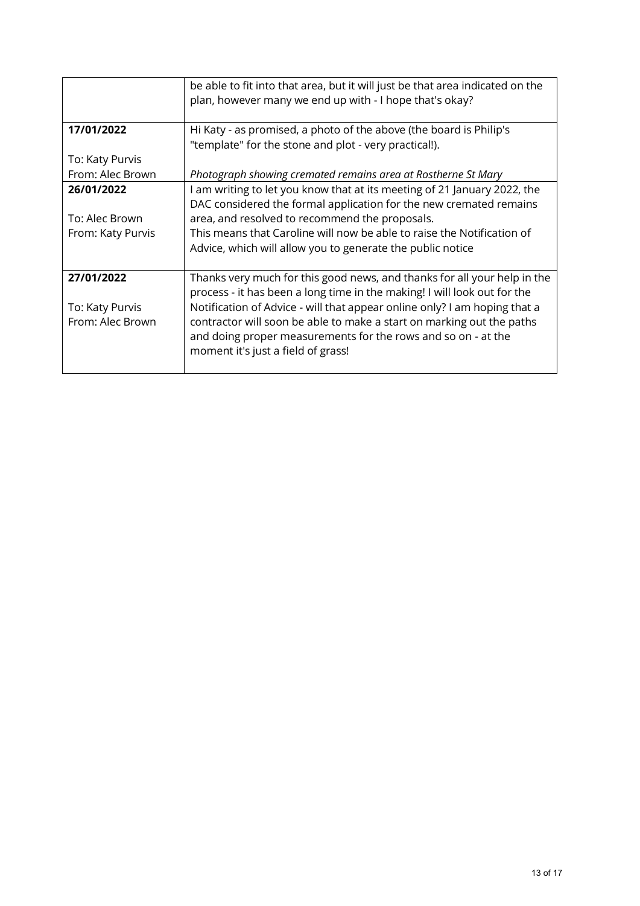| | |
|---|---|
| | be able to fit into that area, but it will just be that area indicated on the plan, however many we end up with - I hope that's okay? |
| **17/01/2022**<br><br>To: Katy Purvis<br>From: Alec Brown | Hi Katy - as promised, a photo of the above (the board is Philip's "template" for the stone and plot - very practical!).<br><br>*Photograph showing cremated remains area at Rostherne St Mary* |
| **26/01/2022**<br><br>To: Alec Brown<br>From: Katy Purvis | I am writing to let you know that at its meeting of 21 January 2022, the DAC considered the formal application for the new cremated remains area, and resolved to recommend the proposals.<br>This means that Caroline will now be able to raise the Notification of Advice, which will allow you to generate the public notice |
| **27/01/2022**<br><br>To: Katy Purvis<br>From: Alec Brown | Thanks very much for this good news, and thanks for all your help in the process - it has been a long time in the making! I will look out for the Notification of Advice - will that appear online only? I am hoping that a contractor will soon be able to make a start on marking out the paths and doing proper measurements for the rows and so on - at the moment it's just a field of grass! |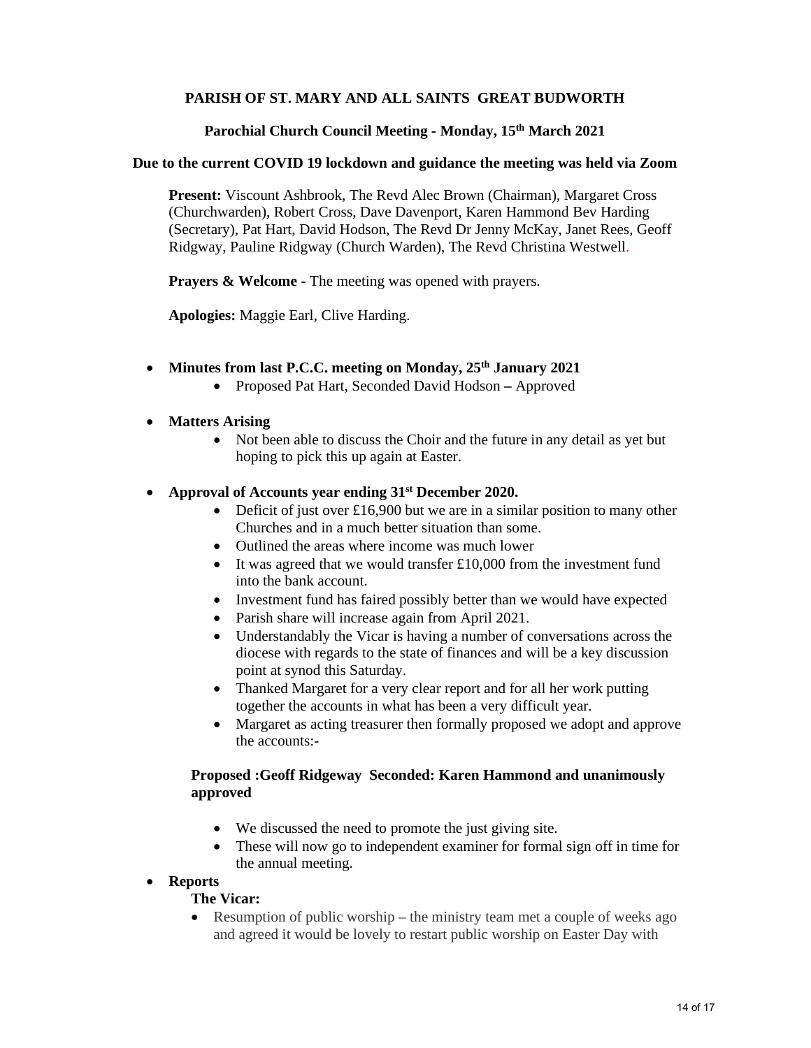**PARISH OF ST. MARY AND ALL SAINTS GREAT BUDWORTH**

**Parochial Church Council Meeting - Monday, 15th March 2021**

**Due to the current COVID 19 lockdown and guidance the meeting was held via Zoom**

**Present:** Viscount Ashbrook, The Revd Alec Brown (Chairman), Margaret Cross (Churchwarden), Robert Cross, Dave Davenport, Karen Hammond Bev Harding (Secretary), Pat Hart, David Hodson, The Revd Dr Jenny McKay, Janet Rees, Geoff Ridgway, Pauline Ridgway (Church Warden), The Revd Christina Westwell.

**Prayers & Welcome** - The meeting was opened with prayers.

**Apologies:** Maggie Earl, Clive Harding.

- **Minutes from last P.C.C. meeting on Monday, 25th January 2021**
  - Proposed Pat Hart, Seconded David Hodson **–** Approved
- **Matters Arising**
  - Not been able to discuss the Choir and the future in any detail as yet but hoping to pick this up again at Easter.
- **Approval of Accounts year ending 31st December 2020.**
  - Deficit of just over £16,900 but we are in a similar position to many other Churches and in a much better situation than some.
  - Outlined the areas where income was much lower
  - It was agreed that we would transfer £10,000 from the investment fund into the bank account.
  - Investment fund has faired possibly better than we would have expected
  - Parish share will increase again from April 2021.
  - Understandably the Vicar is having a number of conversations across the diocese with regards to the state of finances and will be a key discussion point at synod this Saturday.
  - Thanked Margaret for a very clear report and for all her work putting together the accounts in what has been a very difficult year.
  - Margaret as acting treasurer then formally proposed we adopt and approve the accounts:-

  **Proposed :Geoff Ridgeway Seconded: Karen Hammond and unanimously approved**

  - We discussed the need to promote the just giving site.
  - These will now go to independent examiner for formal sign off in time for the annual meeting.
- **Reports**

  **The Vicar:**

  - Resumption of public worship – the ministry team met a couple of weeks ago and agreed it would be lovely to restart public worship on Easter Day with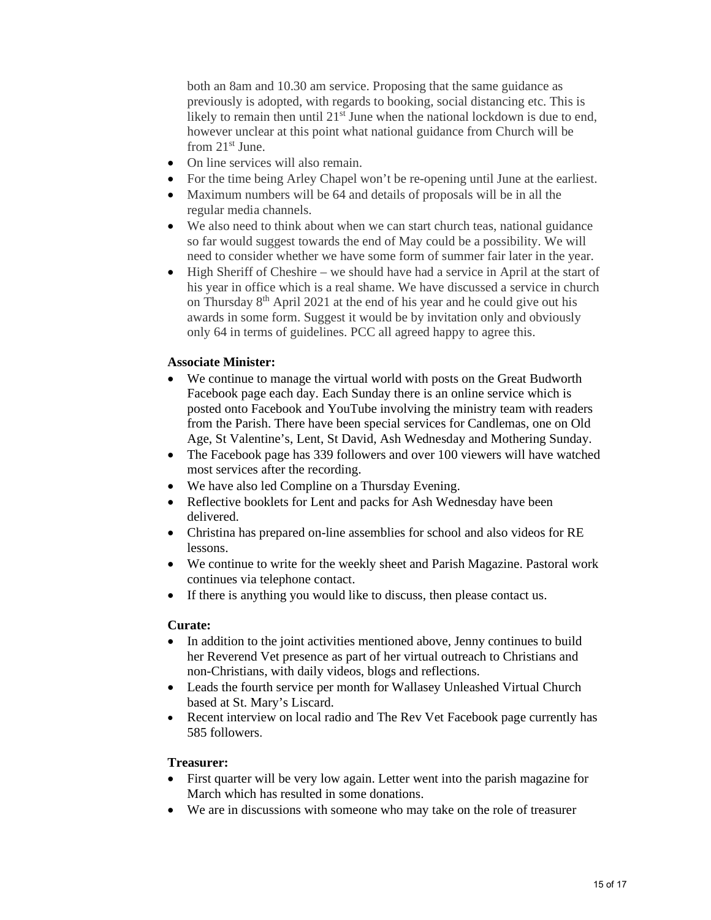both an 8am and 10.30 am service. Proposing that the same guidance as previously is adopted, with regards to booking, social distancing etc. This is likely to remain then until 21st June when the national lockdown is due to end, however unclear at this point what national guidance from Church will be from 21st June.

- On line services will also remain.
- For the time being Arley Chapel won't be re-opening until June at the earliest.
- Maximum numbers will be 64 and details of proposals will be in all the regular media channels.
- We also need to think about when we can start church teas, national guidance so far would suggest towards the end of May could be a possibility. We will need to consider whether we have some form of summer fair later in the year.
- High Sheriff of Cheshire – we should have had a service in April at the start of his year in office which is a real shame. We have discussed a service in church on Thursday 8th April 2021 at the end of his year and he could give out his awards in some form. Suggest it would be by invitation only and obviously only 64 in terms of guidelines. PCC all agreed happy to agree this.

**Associate Minister:**

- We continue to manage the virtual world with posts on the Great Budworth Facebook page each day. Each Sunday there is an online service which is posted onto Facebook and YouTube involving the ministry team with readers from the Parish. There have been special services for Candlemas, one on Old Age, St Valentine's, Lent, St David, Ash Wednesday and Mothering Sunday.
- The Facebook page has 339 followers and over 100 viewers will have watched most services after the recording.
- We have also led Compline on a Thursday Evening.
- Reflective booklets for Lent and packs for Ash Wednesday have been delivered.
- Christina has prepared on-line assemblies for school and also videos for RE lessons.
- We continue to write for the weekly sheet and Parish Magazine. Pastoral work continues via telephone contact.
- If there is anything you would like to discuss, then please contact us.

**Curate:**

- In addition to the joint activities mentioned above, Jenny continues to build her Reverend Vet presence as part of her virtual outreach to Christians and non-Christians, with daily videos, blogs and reflections.
- Leads the fourth service per month for Wallasey Unleashed Virtual Church based at St. Mary's Liscard.
- Recent interview on local radio and The Rev Vet Facebook page currently has 585 followers.

**Treasurer:**

- First quarter will be very low again. Letter went into the parish magazine for March which has resulted in some donations.
- We are in discussions with someone who may take on the role of treasurer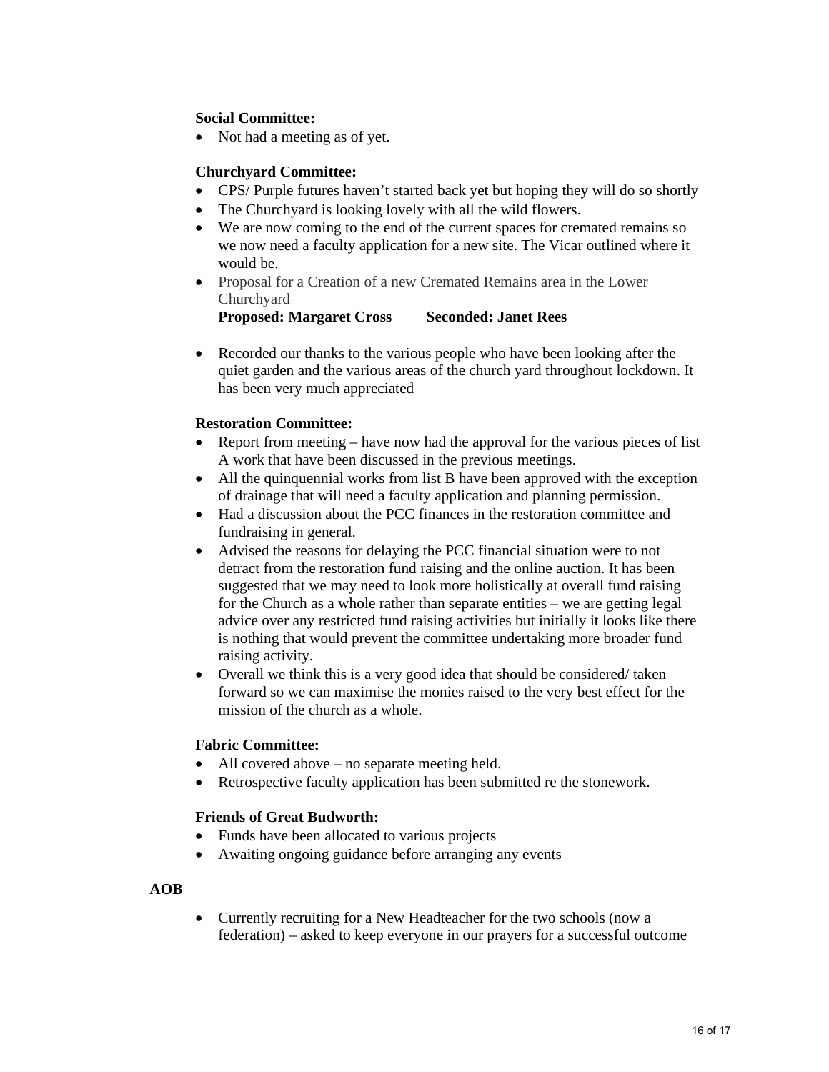**Social Committee:**

- Not had a meeting as of yet.

**Churchyard Committee:**

- CPS/ Purple futures haven't started back yet but hoping they will do so shortly
- The Churchyard is looking lovely with all the wild flowers.
- We are now coming to the end of the current spaces for cremated remains so we now need a faculty application for a new site. The Vicar outlined where it would be.
- Proposal for a Creation of a new Cremated Remains area in the Lower Churchyard
  **Proposed: Margaret Cross Seconded: Janet Rees**

- Recorded our thanks to the various people who have been looking after the quiet garden and the various areas of the church yard throughout lockdown. It has been very much appreciated

**Restoration Committee:**

- Report from meeting – have now had the approval for the various pieces of list A work that have been discussed in the previous meetings.
- All the quinquennial works from list B have been approved with the exception of drainage that will need a faculty application and planning permission.
- Had a discussion about the PCC finances in the restoration committee and fundraising in general.
- Advised the reasons for delaying the PCC financial situation were to not detract from the restoration fund raising and the online auction. It has been suggested that we may need to look more holistically at overall fund raising for the Church as a whole rather than separate entities – we are getting legal advice over any restricted fund raising activities but initially it looks like there is nothing that would prevent the committee undertaking more broader fund raising activity.
- Overall we think this is a very good idea that should be considered/ taken forward so we can maximise the monies raised to the very best effect for the mission of the church as a whole.

**Fabric Committee:**

- All covered above – no separate meeting held.
- Retrospective faculty application has been submitted re the stonework.

**Friends of Great Budworth:**

- Funds have been allocated to various projects
- Awaiting ongoing guidance before arranging any events

**AOB**

- Currently recruiting for a New Headteacher for the two schools (now a federation) – asked to keep everyone in our prayers for a successful outcome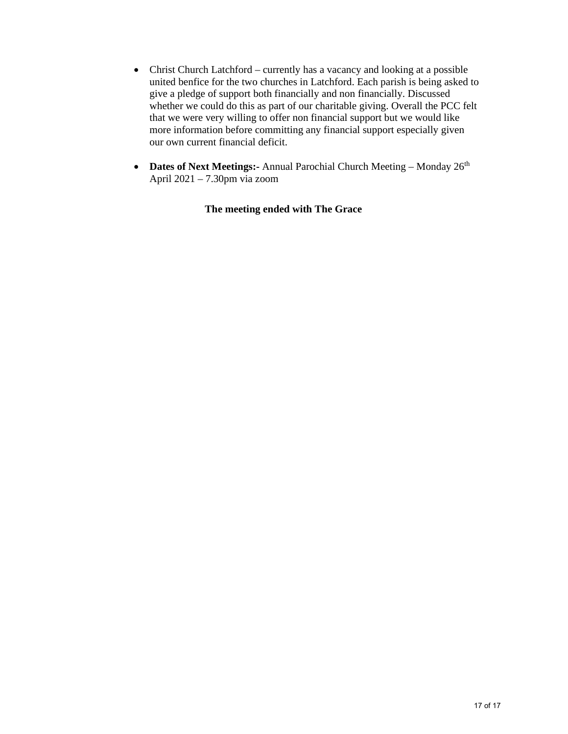- Christ Church Latchford – currently has a vacancy and looking at a possible united benfice for the two churches in Latchford. Each parish is being asked to give a pledge of support both financially and non financially. Discussed whether we could do this as part of our charitable giving. Overall the PCC felt that we were very willing to offer non financial support but we would like more information before committing any financial support especially given our own current financial deficit.

- **Dates of Next Meetings:-** Annual Parochial Church Meeting – Monday 26th April 2021 – 7.30pm via zoom

**The meeting ended with The Grace**